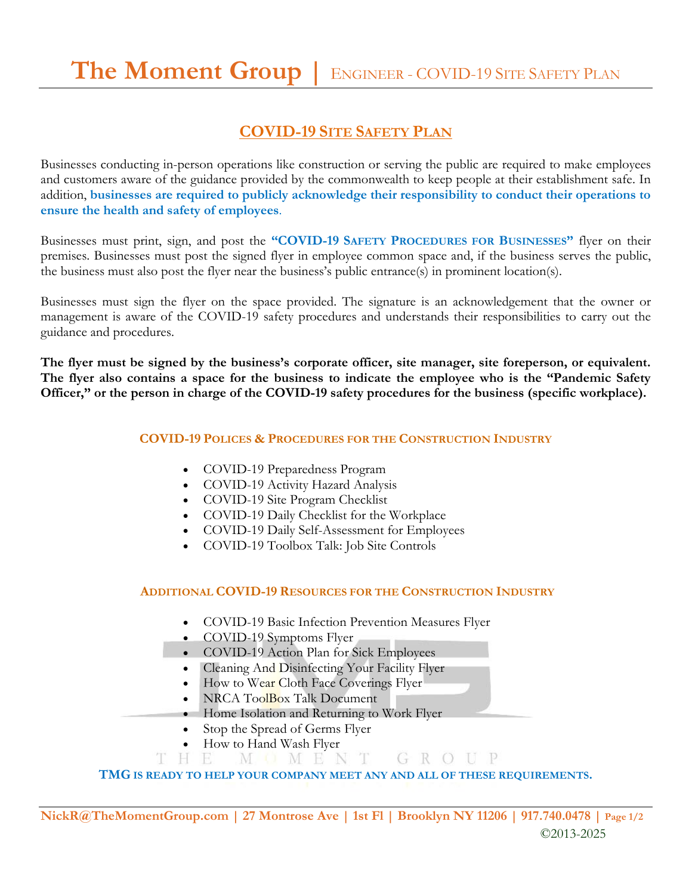# COVID-19 Site Safety Plan

Businesses conducting in-person operations like construction or serving the public are required to make employees and customers aware of the guidance provided by the commonwealth to keep people at their establishment safe. In addition, **businesses are required to publicly acknowledge their responsibility to conduct their operations to ensure the health and safety of employees**.

Businesses must print, sign, and post the **"COVID-19 Safety Procedures for Businesses"** flyer on their premises. Businesses must post the signed flyer in employee common space and, if the business serves the public, the business must also post the flyer near the business's public entrance(s) in prominent location(s).

Businesses must sign the flyer on the space provided. The signature is an acknowledgement that the owner or management is aware of the COVID-19 safety procedures and understands their responsibilities to carry out the guidance and procedures.

**The flyer must be signed by the business's corporate officer, site manager, site foreperson, or equivalent. The flyer also contains a space for the business to indicate the employee who is the "Pandemic Safety Officer," or the person in charge of the COVID-19 safety procedures for the business (specific workplace).**

## COVID-19 Polices & Procedures for the Construction Industry

- COVID-19 Preparedness Program
- COVID-19 Activity Hazard Analysis
- COVID-19 Site Program Checklist
- COVID-19 Daily Checklist for the Workplace
- COVID-19 Daily Self-Assessment for Employees
- COVID-19 Toolbox Talk: Job Site Controls

## Additional COVID-19 Resources for the Construction Industry

- COVID-19 Basic Infection Prevention Measures Flyer
- COVID-19 Symptoms Flyer
- COVID-19 Action Plan for Sick Employees
- Cleaning And Disinfecting Your Facility Flyer
- How to Wear Cloth Face Coverings Flyer
- NRCA ToolBox Talk Document
- Home Isolation and Returning to Work Flyer
- Stop the Spread of Germs Flyer
- How to Hand Wash Flyer

**TMG IS READY TO HELP YOUR COMPANY MEET ANY AND ALL OF THESE REQUIREMENTS.**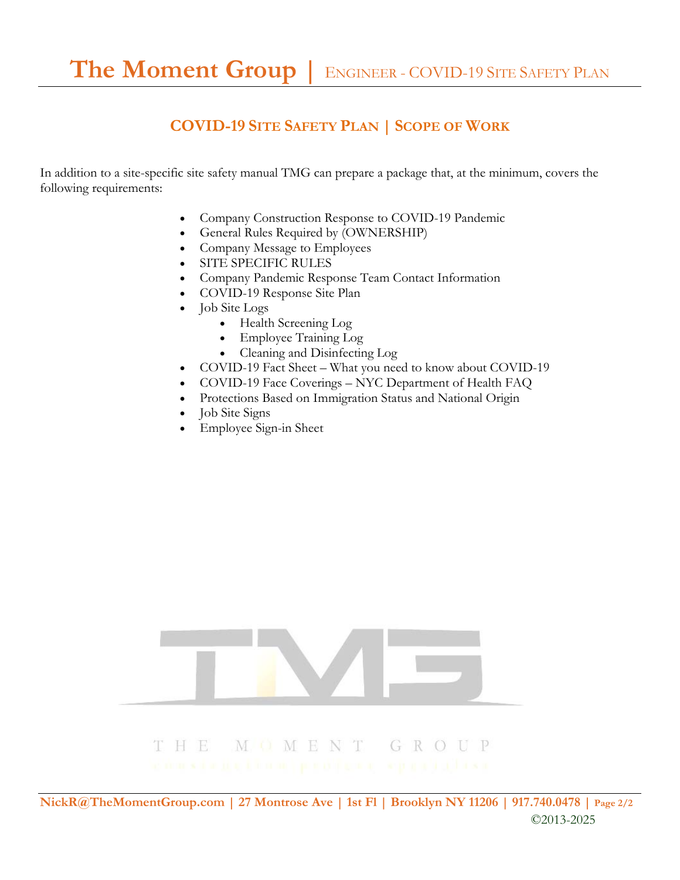## COVID-19 Site Safety Plan | Scope of Work

In addition to a site-specific site safety manual TMG can prepare a package that, at the minimum, covers the following requirements:

- Company Construction Response to COVID-19 Pandemic
- General Rules Required by (OWNERSHIP)
- Company Message to Employees
- SITE SPECIFIC RULES
- Company Pandemic Response Team Contact Information
- COVID-19 Response Site Plan
- Job Site Logs
    - Health Screening Log
    - Employee Training Log
    - Cleaning and Disinfecting Log
- COVID-19 Fact Sheet – What you need to know about COVID-19
- COVID-19 Face Coverings – NYC Department of Health FAQ
- Protections Based on Immigration Status and National Origin
- Job Site Signs
- Employee Sign-in Sheet